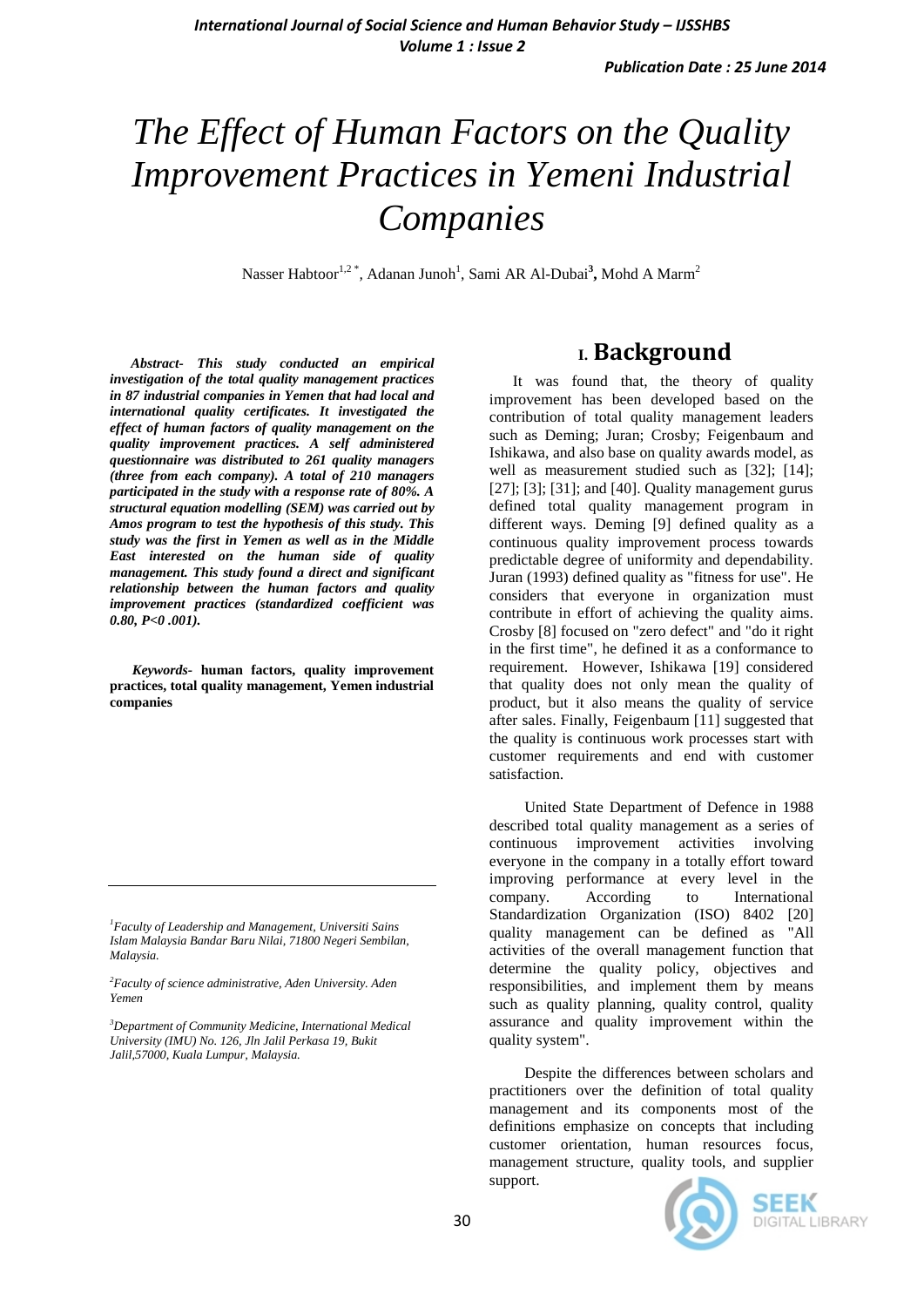# The Effect of Human Factors on the Quality Improvement Practices in Yemeni Industrial Companies

Nasser Habtoor[1,2 *], Adanan Junoh[1], Sami AR Al-Dubai[3], Mohd A Marm[2]

***Abstract-*** ***This study conducted an empirical investigation of the total quality management practices in 87 industrial companies in Yemen that had local and international quality certificates. It investigated the effect of human factors of quality management on the quality improvement practices. A self administered questionnaire was distributed to 261 quality managers (three from each company). A total of 210 managers participated in the study with a response rate of 80%. A structural equation modelling (SEM) was carried out by Amos program to test the hypothesis of this study. This study was the first in Yemen as well as in the Middle East interested on the human side of quality management. This study found a direct and significant relationship between the human factors and quality improvement practices (standardized coefficient was 0.80, P<0 .001).***

***Keywords-*** **human factors, quality improvement practices, total quality management, Yemen industrial companies**

[1] *Faculty of Leadership and Management, Universiti Sains Islam Malaysia Bandar Baru Nilai, 71800 Negeri Sembilan, Malaysia.*

[2] *Faculty of science administrative, Aden University. Aden Yemen*

[3] *Department of Community Medicine, International Medical University (IMU) No. 126, Jln Jalil Perkasa 19, Bukit Jalil,57000, Kuala Lumpur, Malaysia.*

## I. Background

It was found that, the theory of quality improvement has been developed based on the contribution of total quality management leaders such as Deming; Juran; Crosby; Feigenbaum and Ishikawa, and also base on quality awards model, as well as measurement studied such as [32]; [14]; [27]; [3]; [31]; and [40]. Quality management gurus defined total quality management program in different ways. Deming [9] defined quality as a continuous quality improvement process towards predictable degree of uniformity and dependability. Juran (1993) defined quality as "fitness for use". He considers that everyone in organization must contribute in effort of achieving the quality aims. Crosby [8] focused on "zero defect" and "do it right in the first time", he defined it as a conformance to requirement. However, Ishikawa [19] considered that quality does not only mean the quality of product, but it also means the quality of service after sales. Finally, Feigenbaum [11] suggested that the quality is continuous work processes start with customer requirements and end with customer satisfaction.

United State Department of Defence in 1988 described total quality management as a series of continuous improvement activities involving everyone in the company in a totally effort toward improving performance at every level in the company. According to International Standardization Organization (ISO) 8402 [20] quality management can be defined as "All activities of the overall management function that determine the quality policy, objectives and responsibilities, and implement them by means such as quality planning, quality control, quality assurance and quality improvement within the quality system".

Despite the differences between scholars and practitioners over the definition of total quality management and its components most of the definitions emphasize on concepts that including customer orientation, human resources focus, management structure, quality tools, and supplier support.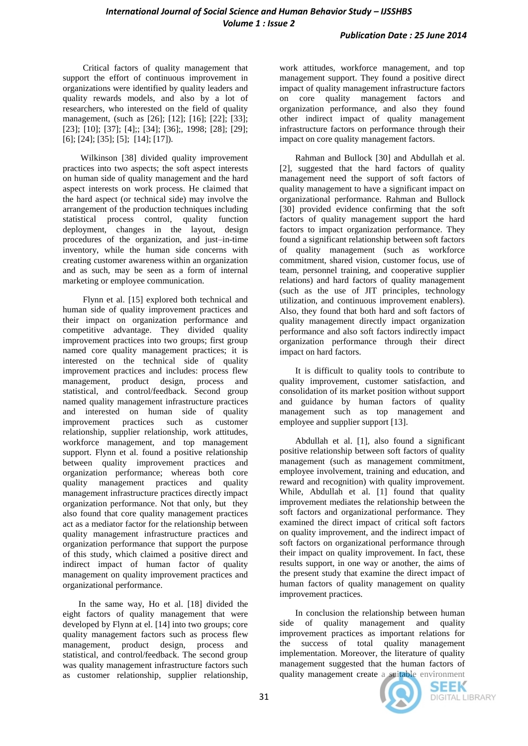Critical factors of quality management that support the effort of continuous improvement in organizations were identified by quality leaders and quality rewards models, and also by a lot of researchers, who interested on the field of quality management, (such as [26]; [12]; [16]; [22]; [33]; [23]; [10]; [37]; [4];; [34]; [36];, 1998; [28]; [29]; [6]; [24]; [35]; [5]; [14]; [17]).

Wilkinson [38] divided quality improvement practices into two aspects; the soft aspect interests on human side of quality management and the hard aspect interests on work process. He claimed that the hard aspect (or technical side) may involve the arrangement of the production techniques including statistical process control, quality function deployment, changes in the layout, design procedures of the organization, and just–in-time inventory, while the human side concerns with creating customer awareness within an organization and as such, may be seen as a form of internal marketing or employee communication.

Flynn et al. [15] explored both technical and human side of quality improvement practices and their impact on organization performance and competitive advantage. They divided quality improvement practices into two groups; first group named core quality management practices; it is interested on the technical side of quality improvement practices and includes: process flew management, product design, process and statistical, and control/feedback. Second group named quality management infrastructure practices and interested on human side of quality improvement practices such as customer relationship, supplier relationship, work attitudes, workforce management, and top management support. Flynn et al. found a positive relationship between quality improvement practices and organization performance; whereas both core quality management practices and quality management infrastructure practices directly impact organization performance. Not that only, but they also found that core quality management practices act as a mediator factor for the relationship between quality management infrastructure practices and organization performance that support the purpose of this study, which claimed a positive direct and indirect impact of human factor of quality management on quality improvement practices and organizational performance.

In the same way, Ho et al. [18] divided the eight factors of quality management that were developed by Flynn at el. [14] into two groups; core quality management factors such as process flew management, product design, process and statistical, and control/feedback. The second group was quality management infrastructure factors such as customer relationship, supplier relationship, work attitudes, workforce management, and top management support. They found a positive direct impact of quality management infrastructure factors on core quality management factors and organization performance, and also they found other indirect impact of quality management infrastructure factors on performance through their impact on core quality management factors.

Rahman and Bullock [30] and Abdullah et al. [2], suggested that the hard factors of quality management need the support of soft factors of quality management to have a significant impact on organizational performance. Rahman and Bullock [30] provided evidence confirming that the soft factors of quality management support the hard factors to impact organization performance. They found a significant relationship between soft factors of quality management (such as workforce commitment, shared vision, customer focus, use of team, personnel training, and cooperative supplier relations) and hard factors of quality management (such as the use of JIT principles, technology utilization, and continuous improvement enablers). Also, they found that both hard and soft factors of quality management directly impact organization performance and also soft factors indirectly impact organization performance through their direct impact on hard factors.

It is difficult to quality tools to contribute to quality improvement, customer satisfaction, and consolidation of its market position without support and guidance by human factors of quality management such as top management and employee and supplier support [13].

Abdullah et al. [1], also found a significant positive relationship between soft factors of quality management (such as management commitment, employee involvement, training and education, and reward and recognition) with quality improvement. While, Abdullah et al. [1] found that quality improvement mediates the relationship between the soft factors and organizational performance. They examined the direct impact of critical soft factors on quality improvement, and the indirect impact of soft factors on organizational performance through their impact on quality improvement. In fact, these results support, in one way or another, the aims of the present study that examine the direct impact of human factors of quality management on quality improvement practices.

In conclusion the relationship between human side of quality management and quality improvement practices as important relations for the success of total quality management implementation. Moreover, the literature of quality management suggested that the human factors of quality management create a suitable environment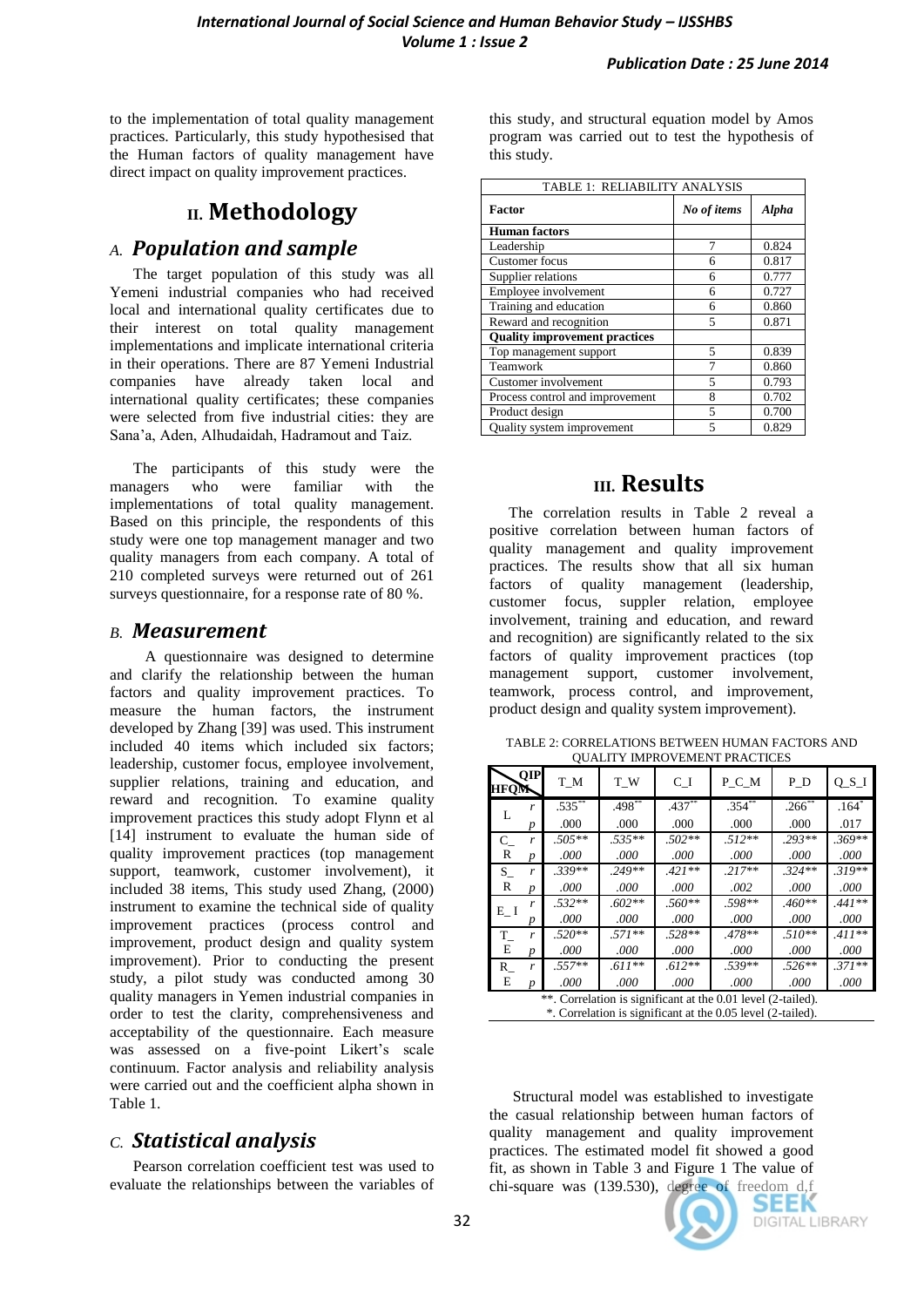to the implementation of total quality management practices. Particularly, this study hypothesised that the Human factors of quality management have direct impact on quality improvement practices.

# II. Methodology

## A. Population and sample

The target population of this study was all Yemeni industrial companies who had received local and international quality certificates due to their interest on total quality management implementations and implicate international criteria in their operations. There are 87 Yemeni Industrial companies have already taken local and international quality certificates; these companies were selected from five industrial cities: they are Sana'a, Aden, Alhudaidah, Hadramout and Taiz.

The participants of this study were the managers who were familiar with the implementations of total quality management. Based on this principle, the respondents of this study were one top management manager and two quality managers from each company. A total of 210 completed surveys were returned out of 261 surveys questionnaire, for a response rate of 80 %.

## B. Measurement

A questionnaire was designed to determine and clarify the relationship between the human factors and quality improvement practices. To measure the human factors, the instrument developed by Zhang [39] was used. This instrument included 40 items which included six factors; leadership, customer focus, employee involvement, supplier relations, training and education, and reward and recognition. To examine quality improvement practices this study adopt Flynn et al [14] instrument to evaluate the human side of quality improvement practices (top management support, teamwork, customer involvement), it included 38 items, This study used Zhang, (2000) instrument to examine the technical side of quality improvement practices (process control and improvement, product design and quality system improvement). Prior to conducting the present study, a pilot study was conducted among 30 quality managers in Yemen industrial companies in order to test the clarity, comprehensiveness and acceptability of the questionnaire. Each measure was assessed on a five-point Likert's scale continuum. Factor analysis and reliability analysis were carried out and the coefficient alpha shown in Table 1.

## C. Statistical analysis

Pearson correlation coefficient test was used to evaluate the relationships between the variables of this study, and structural equation model by Amos program was carried out to test the hypothesis of this study.

TABLE 1: RELIABILITY ANALYSIS

| Factor | *No of items* | *Alpha* |
|---|---|---|
| **Human factors** | | |
| Leadership | 7 | 0.824 |
| Customer focus | 6 | 0.817 |
| Supplier relations | 6 | 0.777 |
| Employee involvement | 6 | 0.727 |
| Training and education | 6 | 0.860 |
| Reward and recognition | 5 | 0.871 |
| **Quality improvement practices** | | |
| Top management support | 5 | 0.839 |
| Teamwork | 7 | 0.860 |
| Customer involvement | 5 | 0.793 |
| Process control and improvement | 8 | 0.702 |
| Product design | 5 | 0.700 |
| Quality system improvement | 5 | 0.829 |

# III. Results

The correlation results in Table 2 reveal a positive correlation between human factors of quality management and quality improvement practices. The results show that all six human factors of quality management (leadership, customer focus, suppler relation, employee involvement, training and education, and reward and recognition) are significantly related to the six factors of quality improvement practices (top management support, customer involvement, teamwork, process control, and improvement, product design and quality system improvement).

TABLE 2: CORRELATIONS BETWEEN HUMAN FACTORS AND QUALITY IMPROVEMENT PRACTICES

| HFQM \ QIP | | T_M | T_W | C_I | P_C_M | P_D | Q_S_I |
|---|---|---|---|---|---|---|---|
| L | *r* | .535** | .498** | .437** | .354** | .266** | .164* |
| | *p* | .000 | .000 | .000 | .000 | .000 | .017 |
| C_R | *r* | *.505*** | *.535*** | *.502*** | *.512*** | *.293*** | *.369*** |
| | *p* | *.000* | *.000* | *.000* | *.000* | *.000* | *.000* |
| S_R | *r* | *.339*** | *.249*** | *.421*** | *.217*** | *.324*** | *.319*** |
| | *p* | *.000* | *.000* | *.000* | *.002* | *.000* | *.000* |
| E_I | *r* | *.532*** | *.602*** | *.560*** | *.598*** | *.460*** | *.441*** |
| | *p* | *.000* | *.000* | *.000* | *.000* | *.000* | *.000* |
| T_E | *r* | *.520*** | *.571*** | *.528*** | *.478*** | *.510*** | *.411*** |
| | *p* | *.000* | *.000* | *.000* | *.000* | *.000* | *.000* |
| R_E | *r* | *.557*** | *.611*** | *.612*** | *.539*** | *.526*** | *.371*** |
| | *p* | *.000* | *.000* | *.000* | *.000* | *.000* | *.000* |

**. Correlation is significant at the 0.01 level (2-tailed).
*. Correlation is significant at the 0.05 level (2-tailed).

Structural model was established to investigate the casual relationship between human factors of quality management and quality improvement practices. The estimated model fit showed a good fit, as shown in Table 3 and Figure 1 The value of chi-square was (139.530), degree of freedom d.f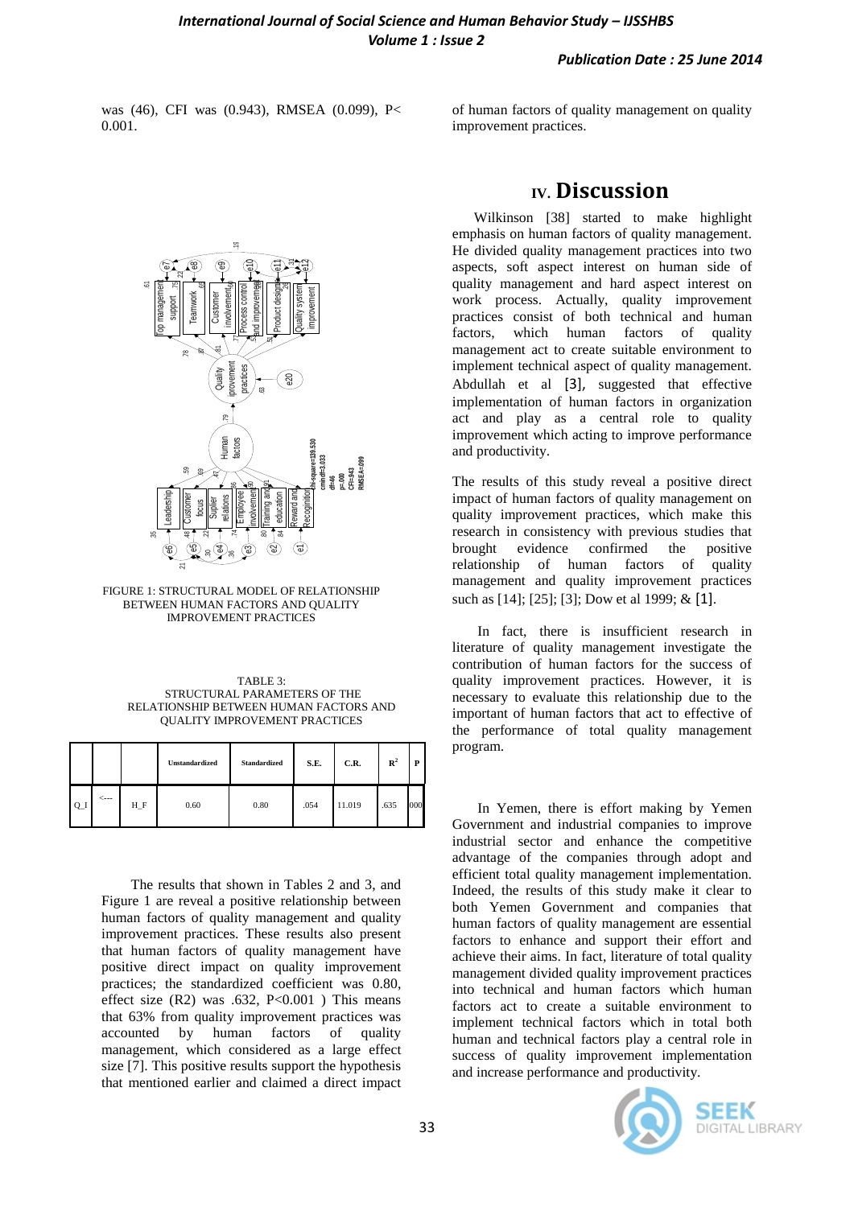was (46), CFI was (0.943), RMSEA (0.099), P< 0.001.

FIGURE 1: STRUCTURAL MODEL OF RELATIONSHIP BETWEEN HUMAN FACTORS AND QUALITY IMPROVEMENT PRACTICES

TABLE 3:
STRUCTURAL PARAMETERS OF THE RELATIONSHIP BETWEEN HUMAN FACTORS AND QUALITY IMPROVEMENT PRACTICES

| | | | Unstandardized | Standardized | S.E. | C.R. | $R^2$ | P |
|---|---|---|---|---|---|---|---|---|
| Q_I | <--- | H_F | 0.60 | 0.80 | .054 | 11.019 | .635 | 000 |

The results that shown in Tables 2 and 3, and Figure 1 are reveal a positive relationship between human factors of quality management and quality improvement practices. These results also present that human factors of quality management have positive direct impact on quality improvement practices; the standardized coefficient was 0.80, effect size (R2) was .632, P<0.001 ) This means that 63% from quality improvement practices was accounted by human factors of quality management, which considered as a large effect size [7]. This positive results support the hypothesis that mentioned earlier and claimed a direct impact of human factors of quality management on quality improvement practices.

# IV. Discussion

Wilkinson [38] started to make highlight emphasis on human factors of quality management. He divided quality management practices into two aspects, soft aspect interest on human side of quality management and hard aspect interest on work process. Actually, quality improvement practices consist of both technical and human factors, which human factors of quality management act to create suitable environment to implement technical aspect of quality management. Abdullah et al [3], suggested that effective implementation of human factors in organization act and play as a central role to quality improvement which acting to improve performance and productivity.

The results of this study reveal a positive direct impact of human factors of quality management on quality improvement practices, which make this research in consistency with previous studies that brought evidence confirmed the positive relationship of human factors of quality management and quality improvement practices such as [14]; [25]; [3]; Dow et al 1999; & [1].

In fact, there is insufficient research in literature of quality management investigate the contribution of human factors for the success of quality improvement practices. However, it is necessary to evaluate this relationship due to the important of human factors that act to effective of the performance of total quality management program.

In Yemen, there is effort making by Yemen Government and industrial companies to improve industrial sector and enhance the competitive advantage of the companies through adopt and efficient total quality management implementation. Indeed, the results of this study make it clear to both Yemen Government and companies that human factors of quality management are essential factors to enhance and support their effort and achieve their aims. In fact, literature of total quality management divided quality improvement practices into technical and human factors which human factors act to create a suitable environment to implement technical factors which in total both human and technical factors play a central role in success of quality improvement implementation and increase performance and productivity.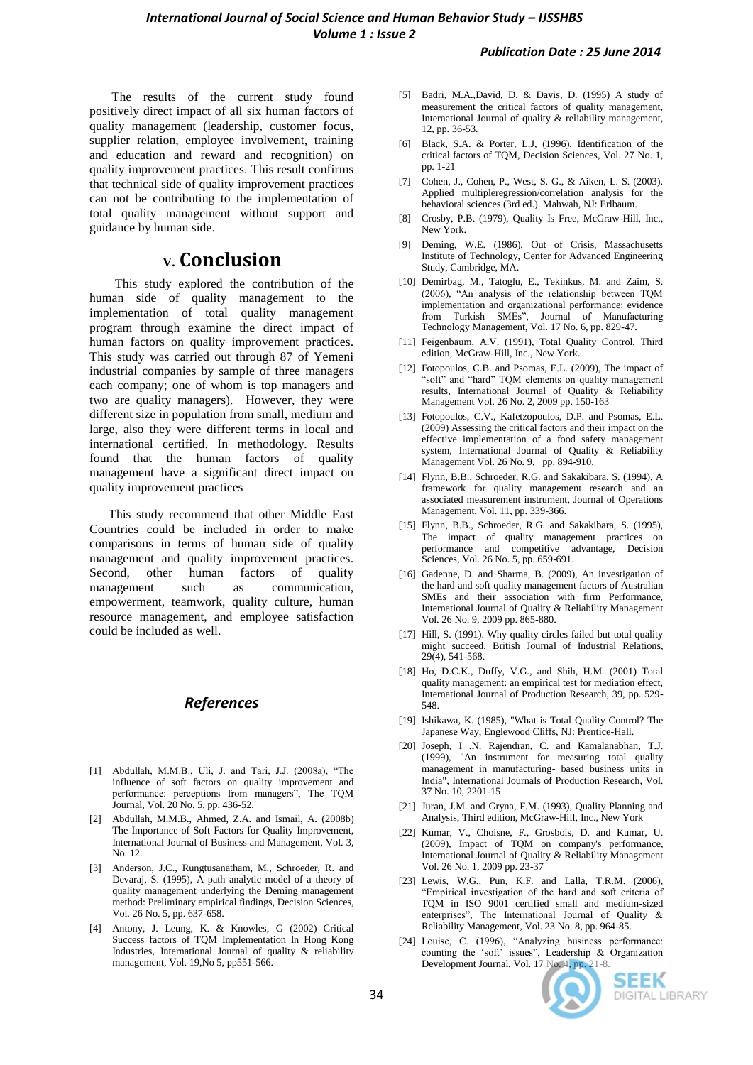The results of the current study found positively direct impact of all six human factors of quality management (leadership, customer focus, supplier relation, employee involvement, training and education and reward and recognition) on quality improvement practices. This result confirms that technical side of quality improvement practices can not be contributing to the implementation of total quality management without support and guidance by human side.

## V. Conclusion

This study explored the contribution of the human side of quality management to the implementation of total quality management program through examine the direct impact of human factors on quality improvement practices. This study was carried out through 87 of Yemeni industrial companies by sample of three managers each company; one of whom is top managers and two are quality managers). However, they were different size in population from small, medium and large, also they were different terms in local and international certified. In methodology. Results found that the human factors of quality management have a significant direct impact on quality improvement practices

This study recommend that other Middle East Countries could be included in order to make comparisons in terms of human side of quality management and quality improvement practices. Second, other human factors of quality management such as communication, empowerment, teamwork, quality culture, human resource management, and employee satisfaction could be included as well.

## *References*

[1] Abdullah, M.M.B., Uli, J. and Tari, J.J. (2008a), "The influence of soft factors on quality improvement and performance: perceptions from managers", The TQM Journal, Vol. 20 No. 5, pp. 436-52.

[2] Abdullah, M.M.B., Ahmed, Z.A. and Ismail, A. (2008b) The Importance of Soft Factors for Quality Improvement, International Journal of Business and Management, Vol. 3, No. 12.

[3] Anderson, J.C., Rungtusanatham, M., Schroeder, R. and Devaraj, S. (1995), A path analytic model of a theory of quality management underlying the Deming management method: Preliminary empirical findings, Decision Sciences, Vol. 26 No. 5, pp. 637-658.

[4] Antony, J. Leung, K. & Knowles, G (2002) Critical Success factors of TQM Implementation In Hong Kong Industries, International Journal of quality & reliability management, Vol. 19,No 5, pp551-566.

[5] Badri, M.A.,David, D. & Davis, D. (1995) A study of measurement the critical factors of quality management, International Journal of quality & reliability management, 12, pp. 36-53.

[6] Black, S.A. & Porter, L.J, (1996), Identification of the critical factors of TQM, Decision Sciences, Vol. 27 No. 1, pp. 1-21

[7] Cohen, J., Cohen, P., West, S. G., & Aiken, L. S. (2003). Applied multipleregression/correlation analysis for the behavioral sciences (3rd ed.). Mahwah, NJ: Erlbaum.

[8] Crosby, P.B. (1979), Quality Is Free, McGraw-Hill, Inc., New York.

[9] Deming, W.E. (1986), Out of Crisis, Massachusetts Institute of Technology, Center for Advanced Engineering Study, Cambridge, MA.

[10] Demirbag, M., Tatoglu, E., Tekinkus, M. and Zaim, S. (2006), "An analysis of the relationship between TQM implementation and organizational performance: evidence from Turkish SMEs", Journal of Manufacturing Technology Management, Vol. 17 No. 6, pp. 829-47.

[11] Feigenbaum, A.V. (1991), Total Quality Control, Third edition, McGraw-Hill, Inc., New York.

[12] Fotopoulos, C.B. and Psomas, E.L. (2009), The impact of "soft" and "hard" TQM elements on quality management results, International Journal of Quality & Reliability Management Vol. 26 No. 2, 2009 pp. 150-163

[13] Fotopoulos, C.V., Kafetzopoulos, D.P. and Psomas, E.L. (2009) Assessing the critical factors and their impact on the effective implementation of a food safety management system, International Journal of Quality & Reliability Management Vol. 26 No. 9, pp. 894-910.

[14] Flynn, B.B., Schroeder, R.G. and Sakakibara, S. (1994), A framework for quality management research and an associated measurement instrument, Journal of Operations Management, Vol. 11, pp. 339-366.

[15] Flynn, B.B., Schroeder, R.G. and Sakakibara, S. (1995), The impact of quality management practices on performance and competitive advantage, Decision Sciences, Vol. 26 No. 5, pp. 659-691.

[16] Gadenne, D. and Sharma, B. (2009), An investigation of the hard and soft quality management factors of Australian SMEs and their association with firm Performance, International Journal of Quality & Reliability Management Vol. 26 No. 9, 2009 pp. 865-880.

[17] Hill, S. (1991). Why quality circles failed but total quality might succeed. British Journal of Industrial Relations, 29(4), 541-568.

[18] Ho, D.C.K., Duffy, V.G., and Shih, H.M. (2001) Total quality management: an empirical test for mediation effect, International Journal of Production Research, 39, pp. 529-548.

[19] Ishikawa, K. (1985), "What is Total Quality Control? The Japanese Way, Englewood Cliffs, NJ: Prentice-Hall.

[20] Joseph, I .N. Rajendran, C. and Kamalanabhan, T.J. (1999), "An instrument for measuring total quality management in manufacturing- based business units in India", International Journals of Production Research, Vol. 37 No. 10, 2201-15

[21] Juran, J.M. and Gryna, F.M. (1993), Quality Planning and Analysis, Third edition, McGraw-Hill, Inc., New York

[22] Kumar, V., Choisne, F., Grosbois, D. and Kumar, U. (2009), Impact of TQM on company's performance, International Journal of Quality & Reliability Management Vol. 26 No. 1, 2009 pp. 23-37

[23] Lewis, W.G., Pun, K.F. and Lalla, T.R.M. (2006), "Empirical investigation of the hard and soft criteria of TQM in ISO 9001 certified small and medium-sized enterprises", The International Journal of Quality & Reliability Management, Vol. 23 No. 8, pp. 964-85.

[24] Louise, C. (1996), "Analyzing business performance: counting the 'soft' issues", Leadership & Organization Development Journal, Vol. 17 No. 4, pp. 21-8.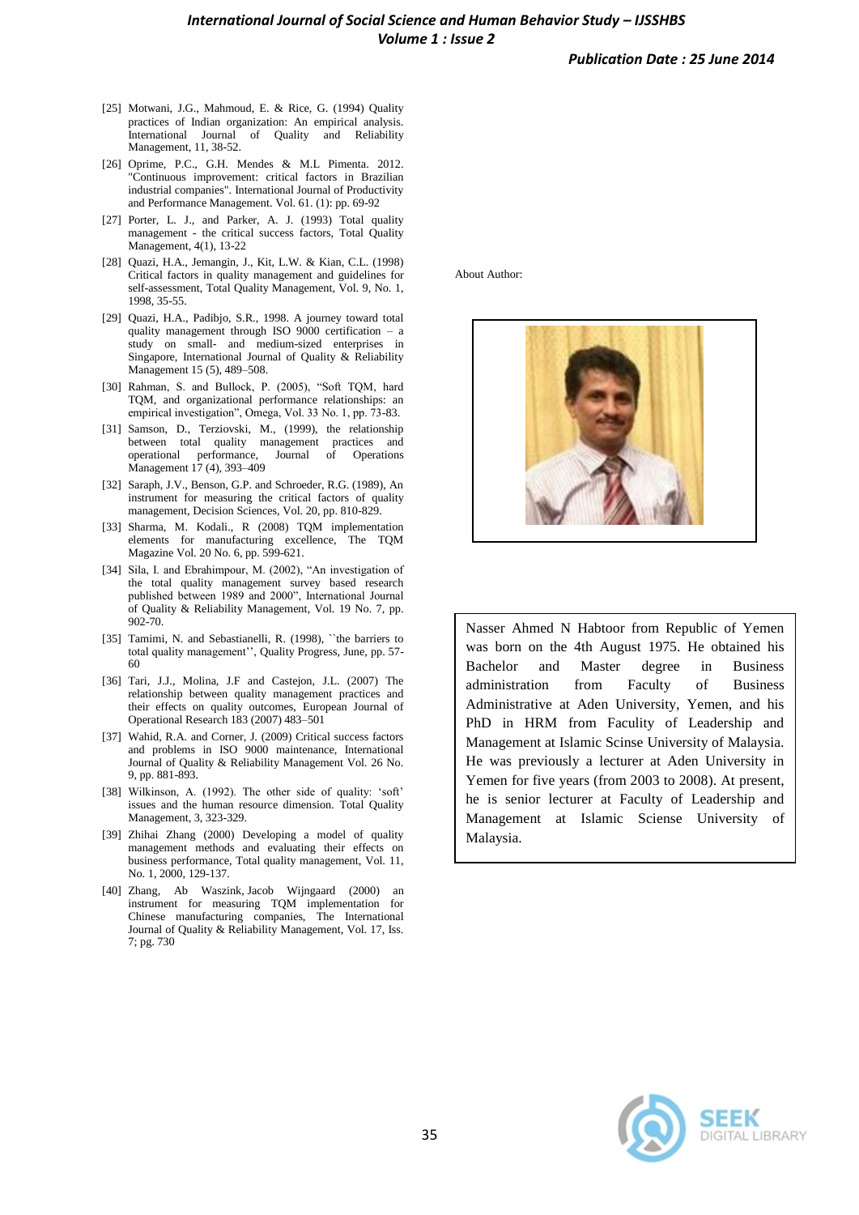[25] Motwani, J.G., Mahmoud, E. & Rice, G. (1994) Quality practices of Indian organization: An empirical analysis. International Journal of Quality and Reliability Management, 11, 38-52.

[26] Oprime, P.C., G.H. Mendes & M.L Pimenta. 2012. "Continuous improvement: critical factors in Brazilian industrial companies". International Journal of Productivity and Performance Management. Vol. 61. (1): pp. 69-92

[27] Porter, L. J., and Parker, A. J. (1993) Total quality management - the critical success factors, Total Quality Management, 4(1), 13-22

[28] Quazi, H.A., Jemangin, J., Kit, L.W. & Kian, C.L. (1998) Critical factors in quality management and guidelines for self-assessment, Total Quality Management, Vol. 9, No. 1, 1998, 35-55.

[29] Quazi, H.A., Padibjo, S.R., 1998. A journey toward total quality management through ISO 9000 certification – a study on small- and medium-sized enterprises in Singapore, International Journal of Quality & Reliability Management 15 (5), 489–508.

[30] Rahman, S. and Bullock, P. (2005), "Soft TQM, hard TQM, and organizational performance relationships: an empirical investigation", Omega, Vol. 33 No. 1, pp. 73-83.

[31] Samson, D., Terziovski, M., (1999), the relationship between total quality management practices and operational performance, Journal of Operations Management 17 (4), 393–409

[32] Saraph, J.V., Benson, G.P. and Schroeder, R.G. (1989), An instrument for measuring the critical factors of quality management, Decision Sciences, Vol. 20, pp. 810-829.

[33] Sharma, M. Kodali., R (2008) TQM implementation elements for manufacturing excellence, The TQM Magazine Vol. 20 No. 6, pp. 599-621.

[34] Sila, I. and Ebrahimpour, M. (2002), "An investigation of the total quality management survey based research published between 1989 and 2000", International Journal of Quality & Reliability Management, Vol. 19 No. 7, pp. 902-70.

[35] Tamimi, N. and Sebastianelli, R. (1998), ``the barriers to total quality management'', Quality Progress, June, pp. 57-60

[36] Tari, J.J., Molina, J.F and Castejon, J.L. (2007) The relationship between quality management practices and their effects on quality outcomes, European Journal of Operational Research 183 (2007) 483–501

[37] Wahid, R.A. and Corner, J. (2009) Critical success factors and problems in ISO 9000 maintenance, International Journal of Quality & Reliability Management Vol. 26 No. 9, pp. 881-893.

[38] Wilkinson, A. (1992). The other side of quality: 'soft' issues and the human resource dimension. Total Quality Management, 3, 323-329.

[39] Zhihai Zhang (2000) Developing a model of quality management methods and evaluating their effects on business performance, Total quality management, Vol. 11, No. 1, 2000, 129-137.

[40] Zhang, Ab Waszink, Jacob Wijngaard (2000) an instrument for measuring TQM implementation for Chinese manufacturing companies, The International Journal of Quality & Reliability Management, Vol. 17, Iss. 7; pg. 730

About Author:

Nasser Ahmed N Habtoor from Republic of Yemen was born on the 4th August 1975. He obtained his Bachelor and Master degree in Business administration from Faculty of Business Administrative at Aden University, Yemen, and his PhD in HRM from Faculty of Leadership and Management at Islamic Scinse University of Malaysia. He was previously a lecturer at Aden University in Yemen for five years (from 2003 to 2008). At present, he is senior lecturer at Faculty of Leadership and Management at Islamic Sciense University of Malaysia.